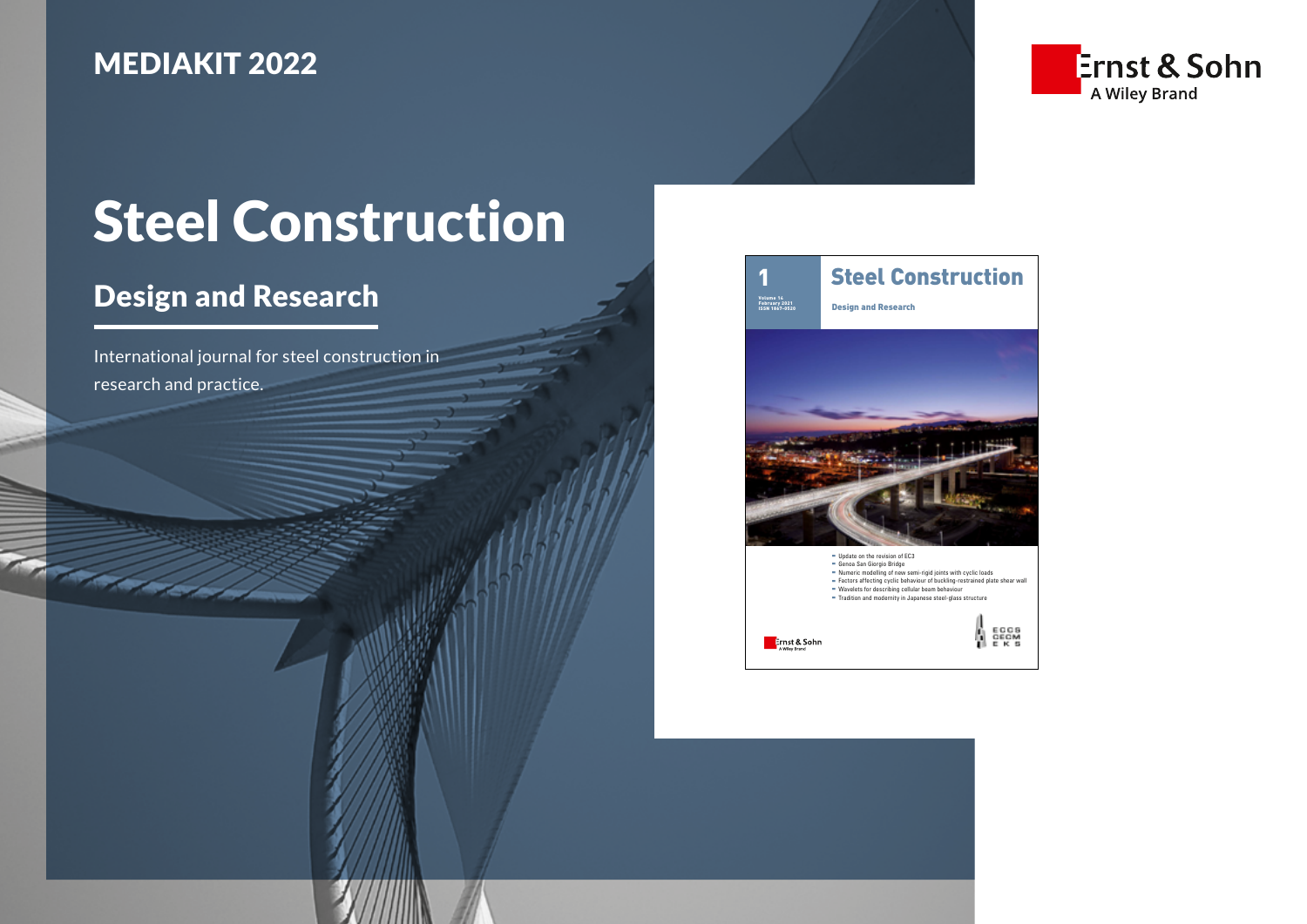# MEDIAKIT 2022

Ernst & Sohn
A Wiley Brand

# Steel Construction

## Design and Research

International journal for steel construction in research and practice.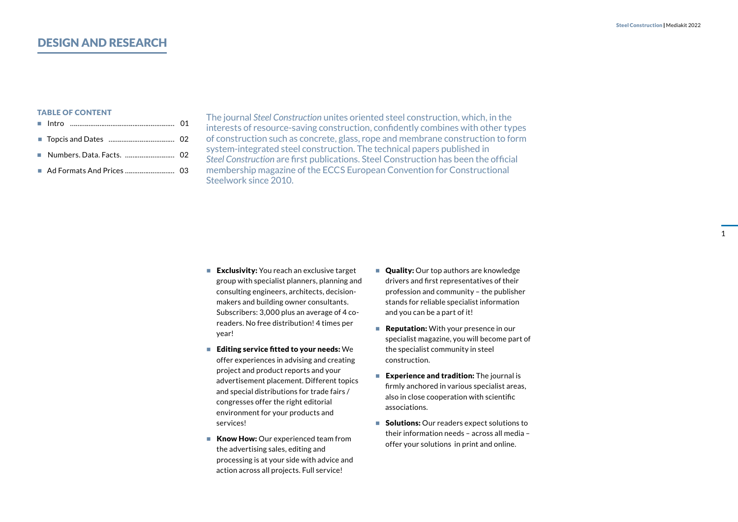# DESIGN AND RESEARCH

### TABLE OF CONTENT

- Intro ........................................................ 01
- Topcis and Dates .................................... 02
- Numbers. Data. Facts. ........................... 02
- Ad Formats And Prices ........................... 03

The journal *Steel Construction* unites oriented steel construction, which, in the interests of resource-saving construction, confidently combines with other types of construction such as concrete, glass, rope and membrane construction to form system-integrated steel construction. The technical papers published in *Steel Construction* are first publications. Steel Construction has been the official membership magazine of the ECCS European Convention for Constructional Steelwork since 2010.

- **Exclusivity:** You reach an exclusive target group with specialist planners, planning and consulting engineers, architects, decision-makers and building owner consultants. Subscribers: 3,000 plus an average of 4 co-readers. No free distribution! 4 times per year!
- **Editing service fitted to your needs:** We offer experiences in advising and creating project and product reports and your advertisement placement. Different topics and special distributions for trade fairs / congresses offer the right editorial environment for your products and services!
- **Know How:** Our experienced team from the advertising sales, editing and processing is at your side with advice and action across all projects. Full service!
- **Quality:** Our top authors are knowledge drivers and first representatives of their profession and community – the publisher stands for reliable specialist information and you can be a part of it!
- **Reputation:** With your presence in our specialist magazine, you will become part of the specialist community in steel construction.
- **Experience and tradition:** The journal is firmly anchored in various specialist areas, also in close cooperation with scientific associations.
- **Solutions:** Our readers expect solutions to their information needs – across all media – offer your solutions in print and online.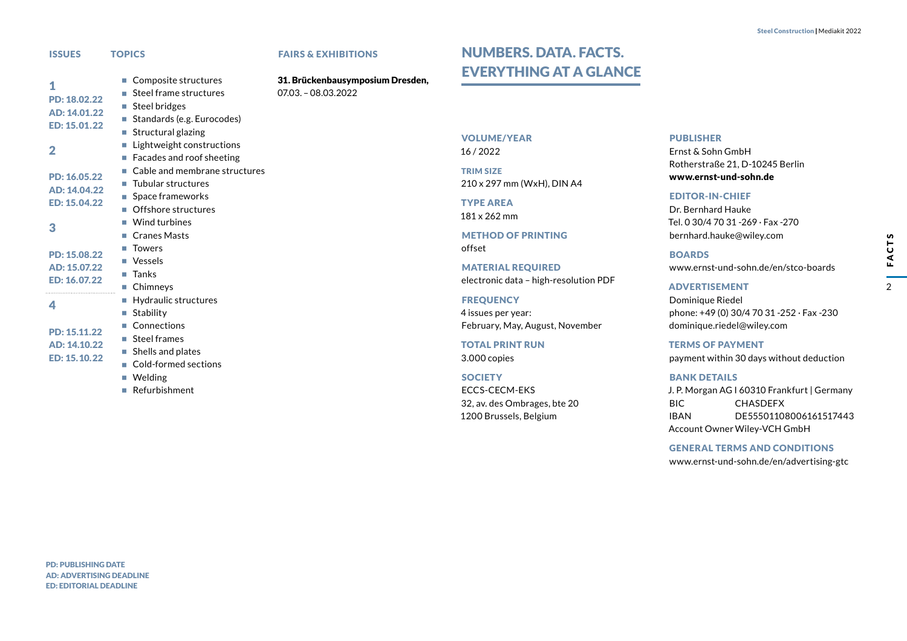| ISSUES | TOPICS | FAIRS & EXHIBITIONS |
|---|---|---|
| **1** PD: 18.02.22 AD: 14.01.22 ED: 15.01.22 | | **31. Brückenbausymposium Dresden,** 07.03. – 08.03.2022 |
| **2** PD: 16.05.22 AD: 14.04.22 ED: 15.04.22 | | |
| **3** PD: 15.08.22 AD: 15.07.22 ED: 16.07.22 | | |
| **4** PD: 15.11.22 AD: 14.10.22 ED: 15.10.22 | | |

**Topics:**

- Composite structures
- Steel frame structures
- Steel bridges
- Standards (e.g. Eurocodes)
- Structural glazing
- Lightweight constructions
- Facades and roof sheeting
- Cable and membrane structures
- Tubular structures
- Space frameworks
- Offshore structures
- Wind turbines
- Cranes Masts
- Towers
- Vessels
- Tanks
- Chimneys
- Hydraulic structures
- Stability
- Connections
- Steel frames
- Shells and plates
- Cold-formed sections
- Welding
- Refurbishment

PD: PUBLISHING DATE
AD: ADVERTISING DEADLINE
ED: EDITORIAL DEADLINE

# NUMBERS. DATA. FACTS. EVERYTHING AT A GLANCE

**VOLUME/YEAR**
16 / 2022

**TRIM SIZE**
210 x 297 mm (WxH), DIN A4

**TYPE AREA**
181 x 262 mm

**METHOD OF PRINTING**
offset

**MATERIAL REQUIRED**
electronic data – high-resolution PDF

**FREQUENCY**
4 issues per year:
February, May, August, November

**TOTAL PRINT RUN**
3.000 copies

**SOCIETY**
ECCS-CECM-EKS
32, av. des Ombrages, bte 20
1200 Brussels, Belgium

**PUBLISHER**
Ernst & Sohn GmbH
Rotherstraße 21, D-10245 Berlin
**www.ernst-und-sohn.de**

**EDITOR-IN-CHIEF**
Dr. Bernhard Hauke
Tel. 0 30/4 70 31 -269 · Fax -270
bernhard.hauke@wiley.com

**BOARDS**
www.ernst-und-sohn.de/en/stco-boards

**ADVERTISEMENT**
Dominique Riedel
phone: +49 (0) 30/4 70 31 -252 · Fax -230
dominique.riedel@wiley.com

**TERMS OF PAYMENT**
payment within 30 days without deduction

**BANK DETAILS**
J. P. Morgan AG I 60310 Frankfurt | Germany
BIC CHASDEFX
IBAN DE55501108006161517443
Account Owner Wiley-VCH GmbH

**GENERAL TERMS AND CONDITIONS**
www.ernst-und-sohn.de/en/advertising-gtc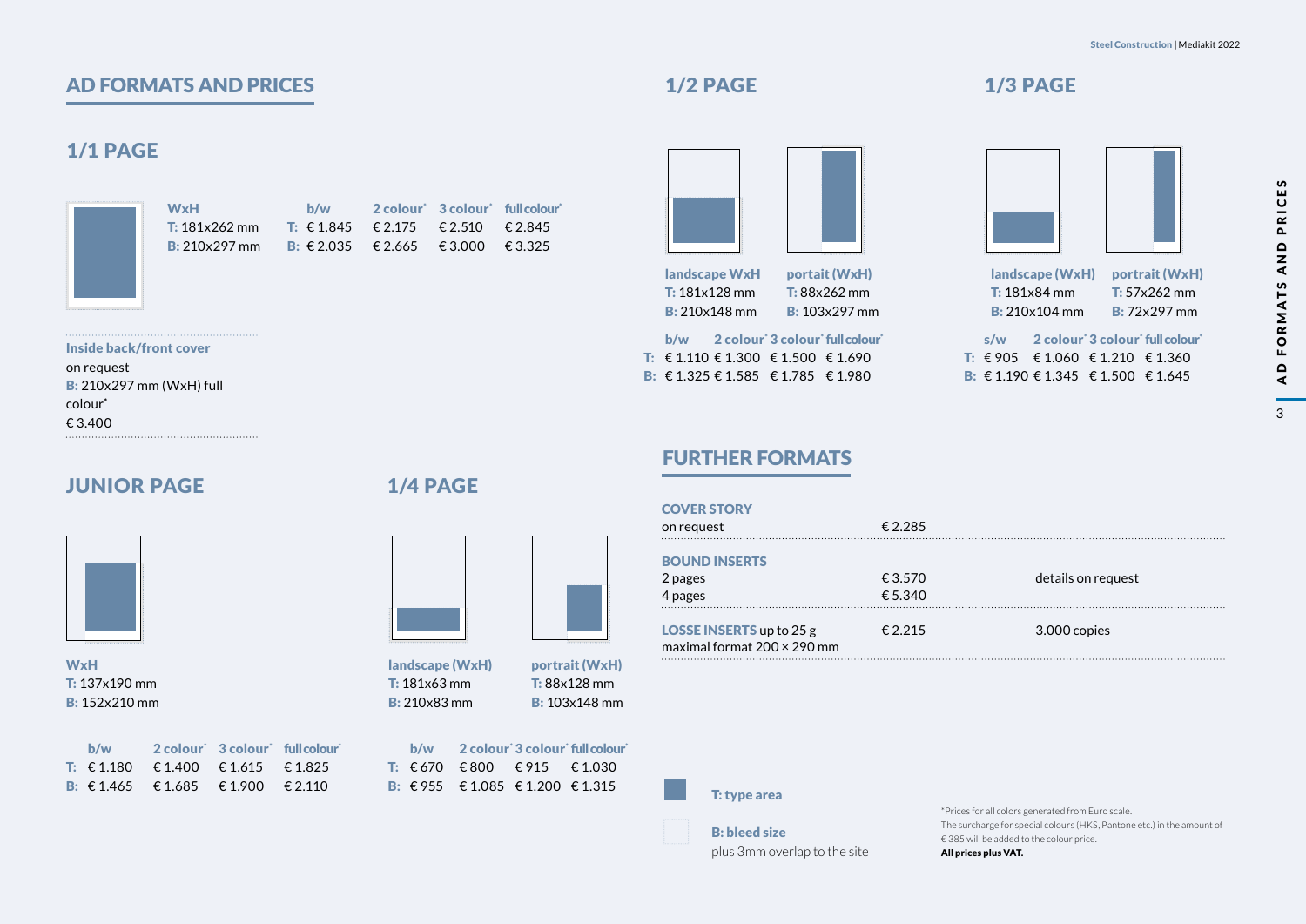# AD FORMATS AND PRICES

## 1/1 PAGE

| | WxH | b/w | 2 colour* | 3 colour* | full colour* |
|---|---|---|---|---|---|
| T: | 181x262 mm | € 1.845 | € 2.175 | € 2.510 | € 2.845 |
| B: | 210x297 mm | € 2.035 | € 2.665 | € 3.000 | € 3.325 |

**Inside back/front cover**
on request
B: 210x297 mm (WxH) full colour*
€ 3.400

## JUNIOR PAGE

**WxH**
T: 137x190 mm
B: 152x210 mm

| | b/w | 2 colour* | 3 colour* | full colour* |
|---|---|---|---|---|
| T: | € 1.180 | € 1.400 | € 1.615 | € 1.825 |
| B: | € 1.465 | € 1.685 | € 1.900 | € 2.110 |

## 1/4 PAGE

| | landscape (WxH) | portrait (WxH) |
|---|---|---|
| T: | 181x63 mm | 88x128 mm |
| B: | 210x83 mm | 103x148 mm |

| | b/w | 2 colour* | 3 colour* | full colour* |
|---|---|---|---|---|
| T: | € 670 | € 800 | € 915 | € 1.030 |
| B: | € 955 | € 1.085 | € 1.200 | € 1.315 |

## 1/2 PAGE

| | landscape WxH | portait (WxH) |
|---|---|---|
| T: | 181x128 mm | 88x262 mm |
| B: | 210x148 mm | 103x297 mm |

| | b/w | 2 colour* | 3 colour* | full colour* |
|---|---|---|---|---|
| T: | € 1.110 | € 1.300 | € 1.500 | € 1.690 |
| B: | € 1.325 | € 1.585 | € 1.785 | € 1.980 |

## 1/3 PAGE

| | landscape (WxH) | portrait (WxH) |
|---|---|---|
| T: | 181x84 mm | 57x262 mm |
| B: | 210x104 mm | 72x297 mm |

| | s/w | 2 colour* | 3 colour* | full colour* |
|---|---|---|---|---|
| T: | € 905 | € 1.060 | € 1.210 | € 1.360 |
| B: | € 1.190 | € 1.345 | € 1.500 | € 1.645 |

# FURTHER FORMATS

| | | |
|---|---|---|
| **COVER STORY**<br>on request | € 2.285 | |
| **BOUND INSERTS**<br>2 pages<br>4 pages | <br>€ 3.570<br>€ 5.340 | <br>details on request |
| **LOSSE INSERTS** up to 25 g<br>maximal format 200 × 290 mm | € 2.215 | 3.000 copies |

**T: type area**

**B: bleed size**
plus 3mm overlap to the site

*Prices for all colors generated from Euro scale.
The surcharge for special colours (HKS, Pantone etc.) in the amount of € 385 will be added to the colour price.
**All prices plus VAT.**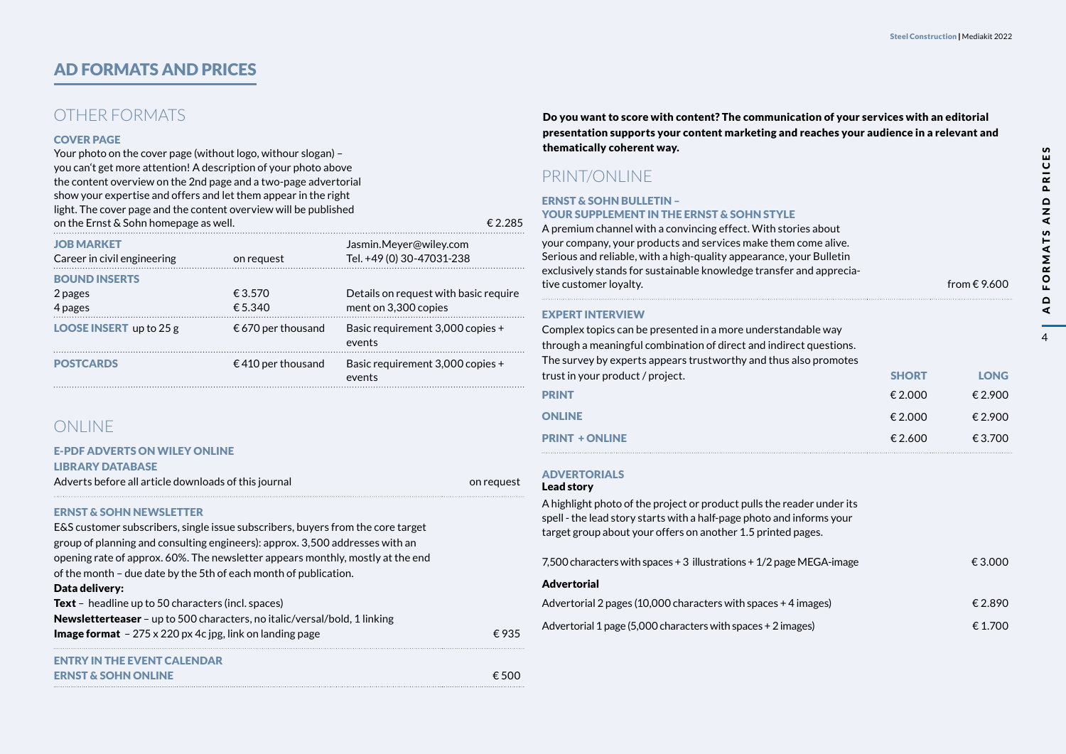# AD FORMATS AND PRICES

## OTHER FORMATS

### COVER PAGE

Your photo on the cover page (without logo, withour slogan) – you can't get more attention! A description of your photo above the content overview on the 2nd page and a two-page advertorial show your expertise and offers and let them appear in the right light. The cover page and the content overview will be published on the Ernst & Sohn homepage as well. € 2.285

| | | |
|---|---|---|
| **JOB MARKET** Career in civil engineering | on request | Jasmin.Meyer@wiley.com Tel. +49 (0) 30-47031-238 |
| **BOUND INSERTS** 2 pages | € 3.570 | Details on request with basic requirement on 3,300 copies |
| 4 pages | € 5.340 | |
| **LOOSE INSERT** up to 25 g | € 670 per thousand | Basic requirement 3,000 copies + events |
| **POSTCARDS** | € 410 per thousand | Basic requirement 3,000 copies + events |

## ONLINE

### E-PDF ADVERTS ON WILEY ONLINE LIBRARY DATABASE

Adverts before all article downloads of this journal — on request

### ERNST & SOHN NEWSLETTER

E&S customer subscribers, single issue subscribers, buyers from the core target group of planning and consulting engineers): approx. 3,500 addresses with an opening rate of approx. 60%. The newsletter appears monthly, mostly at the end of the month – due date by the 5th of each month of publication.

**Data delivery:**
**Text** – headline up to 50 characters (incl. spaces)
**Newsletterteaser** – up to 500 characters, no italic/versal/bold, 1 linking
**Image format** – 275 x 220 px 4c jpg, link on landing page — € 935

### ENTRY IN THE EVENT CALENDAR ERNST & SOHN ONLINE

€ 500

**Do you want to score with content? The communication of your services with an editorial presentation supports your content marketing and reaches your audience in a relevant and thematically coherent way.**

## PRINT/ONLINE

### ERNST & SOHN BULLETIN – YOUR SUPPLEMENT IN THE ERNST & SOHN STYLE

A premium channel with a convincing effect. With stories about your company, your products and services make them come alive. Serious and reliable, with a high-quality appearance, your Bulletin exclusively stands for sustainable knowledge transfer and apprecia­tive customer loyalty. — from € 9.600

### EXPERT INTERVIEW

Complex topics can be presented in a more understandable way through a meaningful combination of direct and indirect questions. The survey by experts appears trustworthy and thus also promotes trust in your product / project.

| | SHORT | LONG |
|---|---|---|
| PRINT | € 2.000 | € 2.900 |
| ONLINE | € 2.000 | € 2.900 |
| PRINT + ONLINE | € 2.600 | € 3.700 |

### ADVERTORIALS

**Lead story**

A highlight photo of the project or product pulls the reader under its spell - the lead story starts with a half-page photo and informs your target group about your offers on another 1.5 printed pages.

7,500 characters with spaces + 3 illustrations + 1/2 page MEGA-image — € 3.000

**Advertorial**

Advertorial 2 pages (10,000 characters with spaces + 4 images) — € 2.890

Advertorial 1 page (5,000 characters with spaces + 2 images) — € 1.700